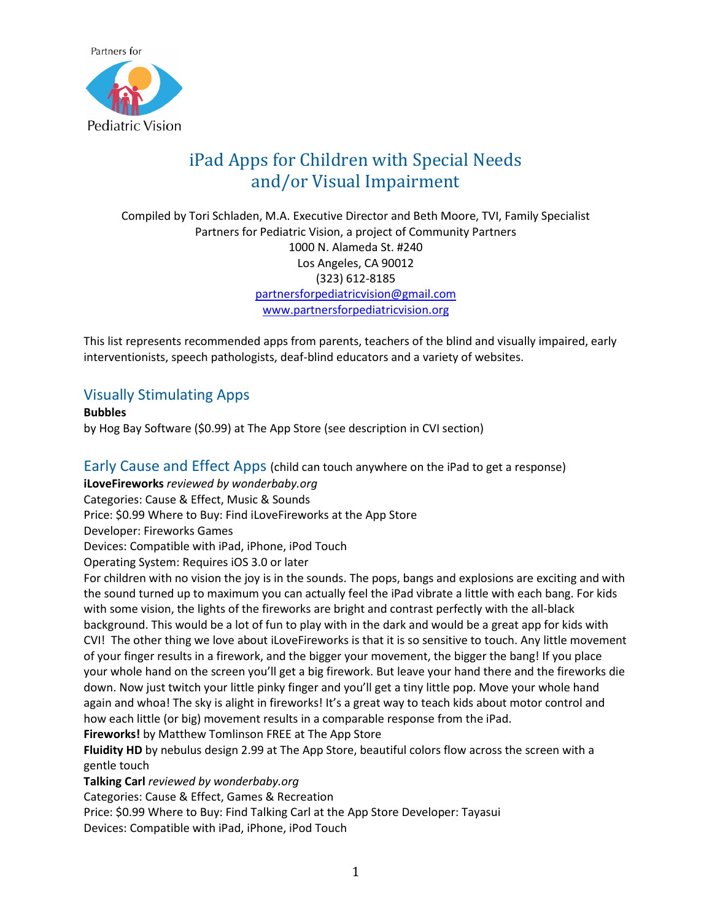Partners for Pediatric Vision

# iPad Apps for Children with Special Needs and/or Visual Impairment

Compiled by Tori Schladen, M.A. Executive Director and Beth Moore, TVI, Family Specialist
Partners for Pediatric Vision, a project of Community Partners
1000 N. Alameda St. #240
Los Angeles, CA 90012
(323) 612-8185
partnersforpediatricvision@gmail.com
www.partnersforpediatricvision.org

This list represents recommended apps from parents, teachers of the blind and visually impaired, early interventionists, speech pathologists, deaf-blind educators and a variety of websites.

## Visually Stimulating Apps

**Bubbles**
by Hog Bay Software ($0.99) at The App Store (see description in CVI section)

## Early Cause and Effect Apps (child can touch anywhere on the iPad to get a response)

**iLoveFireworks** *reviewed by wonderbaby.org*
Categories: Cause & Effect, Music & Sounds
Price: $0.99 Where to Buy: Find iLoveFireworks at the App Store
Developer: Fireworks Games
Devices: Compatible with iPad, iPhone, iPod Touch
Operating System: Requires iOS 3.0 or later
For children with no vision the joy is in the sounds. The pops, bangs and explosions are exciting and with the sound turned up to maximum you can actually feel the iPad vibrate a little with each bang. For kids with some vision, the lights of the fireworks are bright and contrast perfectly with the all-black background. This would be a lot of fun to play with in the dark and would be a great app for kids with CVI! The other thing we love about iLoveFireworks is that it is so sensitive to touch. Any little movement of your finger results in a firework, and the bigger your movement, the bigger the bang! If you place your whole hand on the screen you'll get a big firework. But leave your hand there and the fireworks die down. Now just twitch your little pinky finger and you'll get a tiny little pop. Move your whole hand again and whoa! The sky is alight in fireworks! It's a great way to teach kids about motor control and how each little (or big) movement results in a comparable response from the iPad.
**Fireworks!** by Matthew Tomlinson FREE at The App Store
**Fluidity HD** by nebulus design 2.99 at The App Store, beautiful colors flow across the screen with a gentle touch
**Talking Carl** *reviewed by wonderbaby.org*
Categories: Cause & Effect, Games & Recreation
Price: $0.99 Where to Buy: Find Talking Carl at the App Store Developer: Tayasui
Devices: Compatible with iPad, iPhone, iPod Touch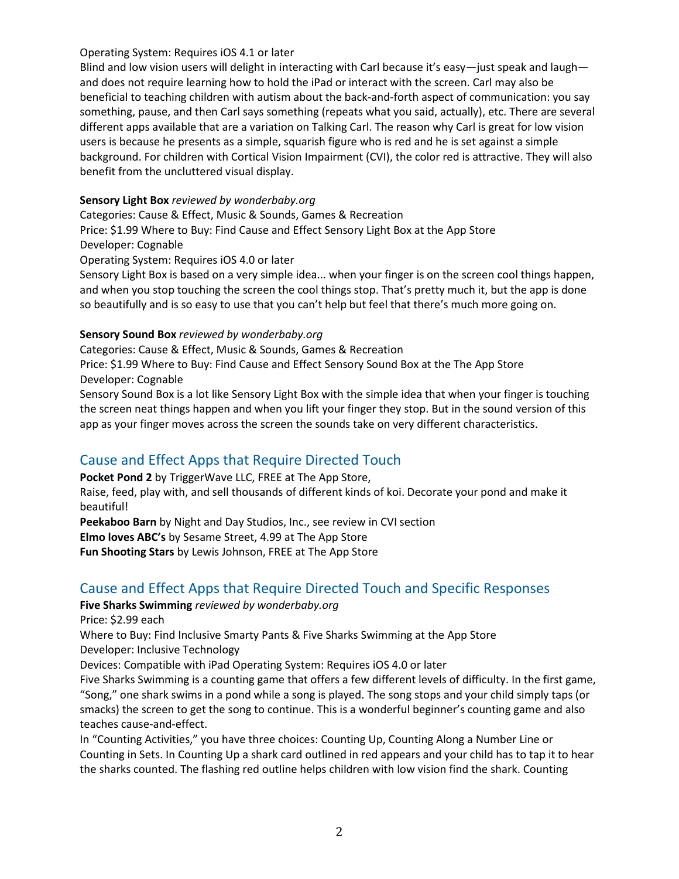Operating System: Requires iOS 4.1 or later

Blind and low vision users will delight in interacting with Carl because it's easy—just speak and laugh—and does not require learning how to hold the iPad or interact with the screen. Carl may also be beneficial to teaching children with autism about the back-and-forth aspect of communication: you say something, pause, and then Carl says something (repeats what you said, actually), etc. There are several different apps available that are a variation on Talking Carl. The reason why Carl is great for low vision users is because he presents as a simple, squarish figure who is red and he is set against a simple background. For children with Cortical Vision Impairment (CVI), the color red is attractive. They will also benefit from the uncluttered visual display.

**Sensory Light Box** *reviewed by wonderbaby.org*

Categories: Cause & Effect, Music & Sounds, Games & Recreation

Price: $1.99 Where to Buy: Find Cause and Effect Sensory Light Box at the App Store

Developer: Cognable

Operating System: Requires iOS 4.0 or later

Sensory Light Box is based on a very simple idea... when your finger is on the screen cool things happen, and when you stop touching the screen the cool things stop. That's pretty much it, but the app is done so beautifully and is so easy to use that you can't help but feel that there's much more going on.

**Sensory Sound Box** *reviewed by wonderbaby.org*

Categories: Cause & Effect, Music & Sounds, Games & Recreation

Price: $1.99 Where to Buy: Find Cause and Effect Sensory Sound Box at the The App Store

Developer: Cognable

Sensory Sound Box is a lot like Sensory Light Box with the simple idea that when your finger is touching the screen neat things happen and when you lift your finger they stop. But in the sound version of this app as your finger moves across the screen the sounds take on very different characteristics.

## Cause and Effect Apps that Require Directed Touch

**Pocket Pond 2** by TriggerWave LLC, FREE at The App Store,

Raise, feed, play with, and sell thousands of different kinds of koi. Decorate your pond and make it beautiful!

**Peekaboo Barn** by Night and Day Studios, Inc., see review in CVI section

**Elmo loves ABC's** by Sesame Street, 4.99 at The App Store

**Fun Shooting Stars** by Lewis Johnson, FREE at The App Store

## Cause and Effect Apps that Require Directed Touch and Specific Responses

**Five Sharks Swimming** *reviewed by wonderbaby.org*

Price: $2.99 each

Where to Buy: Find Inclusive Smarty Pants & Five Sharks Swimming at the App Store

Developer: Inclusive Technology

Devices: Compatible with iPad Operating System: Requires iOS 4.0 or later

Five Sharks Swimming is a counting game that offers a few different levels of difficulty. In the first game, "Song," one shark swims in a pond while a song is played. The song stops and your child simply taps (or smacks) the screen to get the song to continue. This is a wonderful beginner's counting game and also teaches cause-and-effect.

In "Counting Activities," you have three choices: Counting Up, Counting Along a Number Line or Counting in Sets. In Counting Up a shark card outlined in red appears and your child has to tap it to hear the sharks counted. The flashing red outline helps children with low vision find the shark. Counting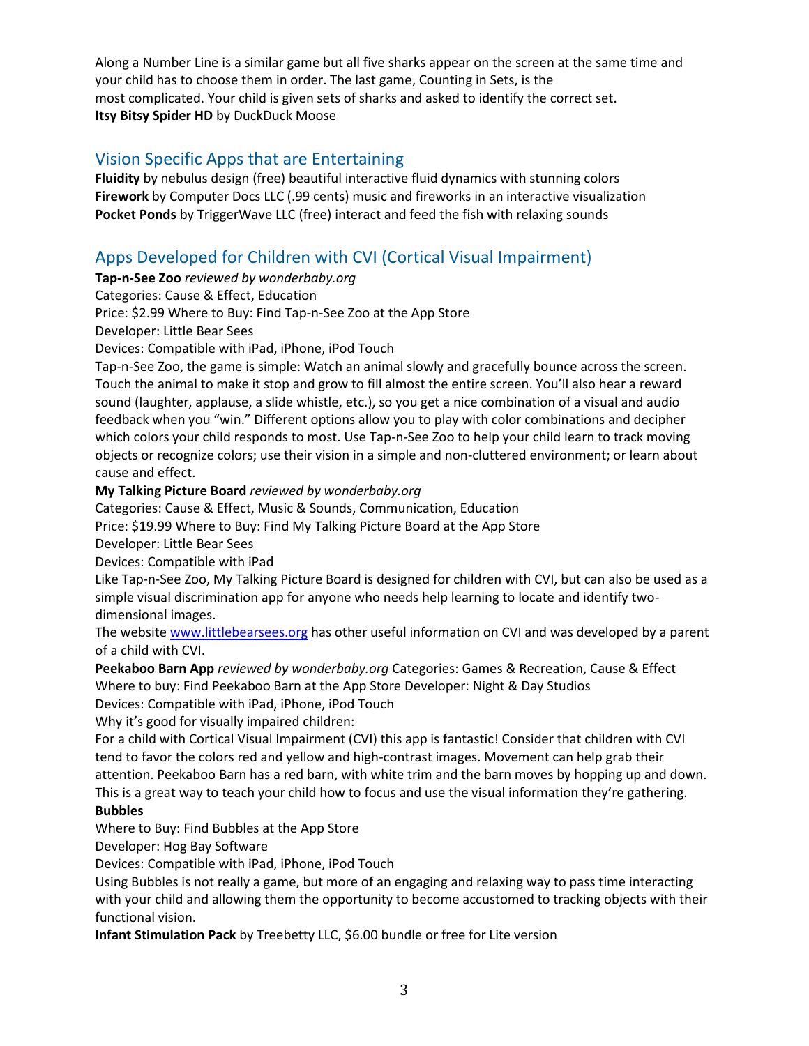Along a Number Line is a similar game but all five sharks appear on the screen at the same time and your child has to choose them in order. The last game, Counting in Sets, is the most complicated. Your child is given sets of sharks and asked to identify the correct set.
**Itsy Bitsy Spider HD** by DuckDuck Moose

## Vision Specific Apps that are Entertaining

**Fluidity** by nebulus design (free) beautiful interactive fluid dynamics with stunning colors
**Firework** by Computer Docs LLC (.99 cents) music and fireworks in an interactive visualization
**Pocket Ponds** by TriggerWave LLC (free) interact and feed the fish with relaxing sounds

## Apps Developed for Children with CVI (Cortical Visual Impairment)

**Tap-n-See Zoo** *reviewed by wonderbaby.org*
Categories: Cause & Effect, Education
Price: $2.99 Where to Buy: Find Tap-n-See Zoo at the App Store
Developer: Little Bear Sees
Devices: Compatible with iPad, iPhone, iPod Touch
Tap-n-See Zoo, the game is simple: Watch an animal slowly and gracefully bounce across the screen. Touch the animal to make it stop and grow to fill almost the entire screen. You'll also hear a reward sound (laughter, applause, a slide whistle, etc.), so you get a nice combination of a visual and audio feedback when you "win." Different options allow you to play with color combinations and decipher which colors your child responds to most. Use Tap-n-See Zoo to help your child learn to track moving objects or recognize colors; use their vision in a simple and non-cluttered environment; or learn about cause and effect.

**My Talking Picture Board** *reviewed by wonderbaby.org*
Categories: Cause & Effect, Music & Sounds, Communication, Education
Price: $19.99 Where to Buy: Find My Talking Picture Board at the App Store
Developer: Little Bear Sees
Devices: Compatible with iPad
Like Tap-n-See Zoo, My Talking Picture Board is designed for children with CVI, but can also be used as a simple visual discrimination app for anyone who needs help learning to locate and identify two-dimensional images.
The website www.littlebearsees.org has other useful information on CVI and was developed by a parent of a child with CVI.

**Peekaboo Barn App** *reviewed by wonderbaby.org* Categories: Games & Recreation, Cause & Effect
Where to buy: Find Peekaboo Barn at the App Store Developer: Night & Day Studios
Devices: Compatible with iPad, iPhone, iPod Touch
Why it's good for visually impaired children:
For a child with Cortical Visual Impairment (CVI) this app is fantastic! Consider that children with CVI tend to favor the colors red and yellow and high-contrast images. Movement can help grab their attention. Peekaboo Barn has a red barn, with white trim and the barn moves by hopping up and down. This is a great way to teach your child how to focus and use the visual information they're gathering.

**Bubbles**
Where to Buy: Find Bubbles at the App Store
Developer: Hog Bay Software
Devices: Compatible with iPad, iPhone, iPod Touch
Using Bubbles is not really a game, but more of an engaging and relaxing way to pass time interacting with your child and allowing them the opportunity to become accustomed to tracking objects with their functional vision.

**Infant Stimulation Pack** by Treebetty LLC, $6.00 bundle or free for Lite version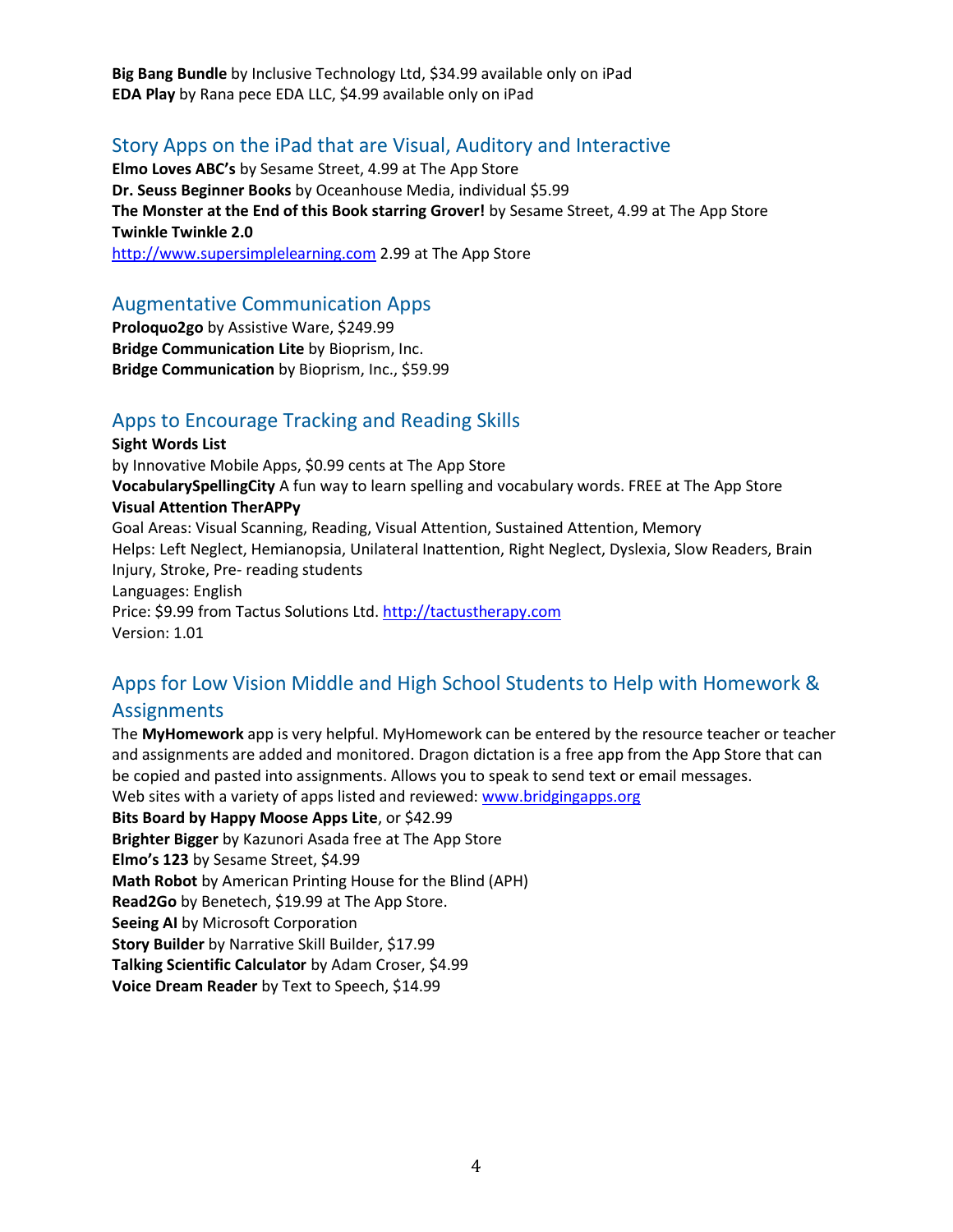**Big Bang Bundle** by Inclusive Technology Ltd, $34.99 available only on iPad
**EDA Play** by Rana pece EDA LLC, $4.99 available only on iPad

## Story Apps on the iPad that are Visual, Auditory and Interactive

**Elmo Loves ABC's** by Sesame Street, 4.99 at The App Store
**Dr. Seuss Beginner Books** by Oceanhouse Media, individual $5.99
**The Monster at the End of this Book starring Grover!** by Sesame Street, 4.99 at The App Store
**Twinkle Twinkle 2.0**
http://www.supersimplelearning.com 2.99 at The App Store

## Augmentative Communication Apps

**Proloquo2go** by Assistive Ware, $249.99
**Bridge Communication Lite** by Bioprism, Inc.
**Bridge Communication** by Bioprism, Inc., $59.99

## Apps to Encourage Tracking and Reading Skills

**Sight Words List**
by Innovative Mobile Apps, $0.99 cents at The App Store
**VocabularySpellingCity** A fun way to learn spelling and vocabulary words. FREE at The App Store
**Visual Attention TherAPPy**
Goal Areas: Visual Scanning, Reading, Visual Attention, Sustained Attention, Memory
Helps: Left Neglect, Hemianopsia, Unilateral Inattention, Right Neglect, Dyslexia, Slow Readers, Brain Injury, Stroke, Pre- reading students
Languages: English
Price: $9.99 from Tactus Solutions Ltd. http://tactustherapy.com
Version: 1.01

## Apps for Low Vision Middle and High School Students to Help with Homework & Assignments

The **MyHomework** app is very helpful. MyHomework can be entered by the resource teacher or teacher and assignments are added and monitored. Dragon dictation is a free app from the App Store that can be copied and pasted into assignments. Allows you to speak to send text or email messages.
Web sites with a variety of apps listed and reviewed: www.bridgingapps.org
**Bits Board by Happy Moose Apps Lite**, or $42.99
**Brighter Bigger** by Kazunori Asada free at The App Store
**Elmo's 123** by Sesame Street, $4.99
**Math Robot** by American Printing House for the Blind (APH)
**Read2Go** by Benetech, $19.99 at The App Store.
**Seeing AI** by Microsoft Corporation
**Story Builder** by Narrative Skill Builder, $17.99
**Talking Scientific Calculator** by Adam Croser, $4.99
**Voice Dream Reader** by Text to Speech, $14.99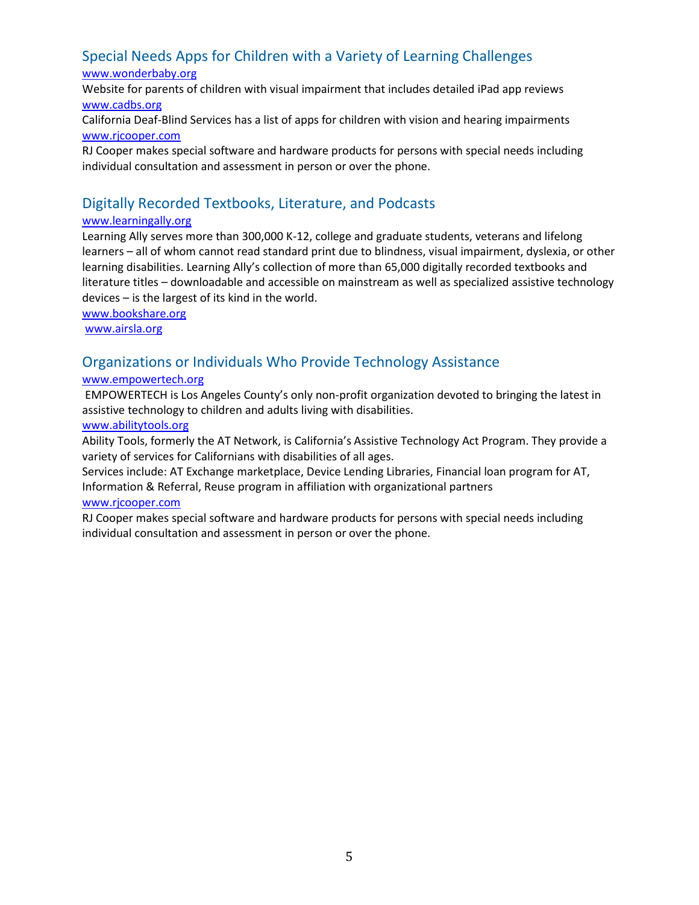## Special Needs Apps for Children with a Variety of Learning Challenges

www.wonderbaby.org

Website for parents of children with visual impairment that includes detailed iPad app reviews

www.cadbs.org

California Deaf-Blind Services has a list of apps for children with vision and hearing impairments

www.rjcooper.com

RJ Cooper makes special software and hardware products for persons with special needs including individual consultation and assessment in person or over the phone.

## Digitally Recorded Textbooks, Literature, and Podcasts

www.learningally.org

Learning Ally serves more than 300,000 K-12, college and graduate students, veterans and lifelong learners – all of whom cannot read standard print due to blindness, visual impairment, dyslexia, or other learning disabilities. Learning Ally's collection of more than 65,000 digitally recorded textbooks and literature titles – downloadable and accessible on mainstream as well as specialized assistive technology devices – is the largest of its kind in the world.

www.bookshare.org

www.airsla.org

## Organizations or Individuals Who Provide Technology Assistance

www.empowertech.org

EMPOWERTECH is Los Angeles County's only non-profit organization devoted to bringing the latest in assistive technology to children and adults living with disabilities.

www.abilitytools.org

Ability Tools, formerly the AT Network, is California's Assistive Technology Act Program. They provide a variety of services for Californians with disabilities of all ages.

Services include: AT Exchange marketplace, Device Lending Libraries, Financial loan program for AT, Information & Referral, Reuse program in affiliation with organizational partners

www.rjcooper.com

RJ Cooper makes special software and hardware products for persons with special needs including individual consultation and assessment in person or over the phone.